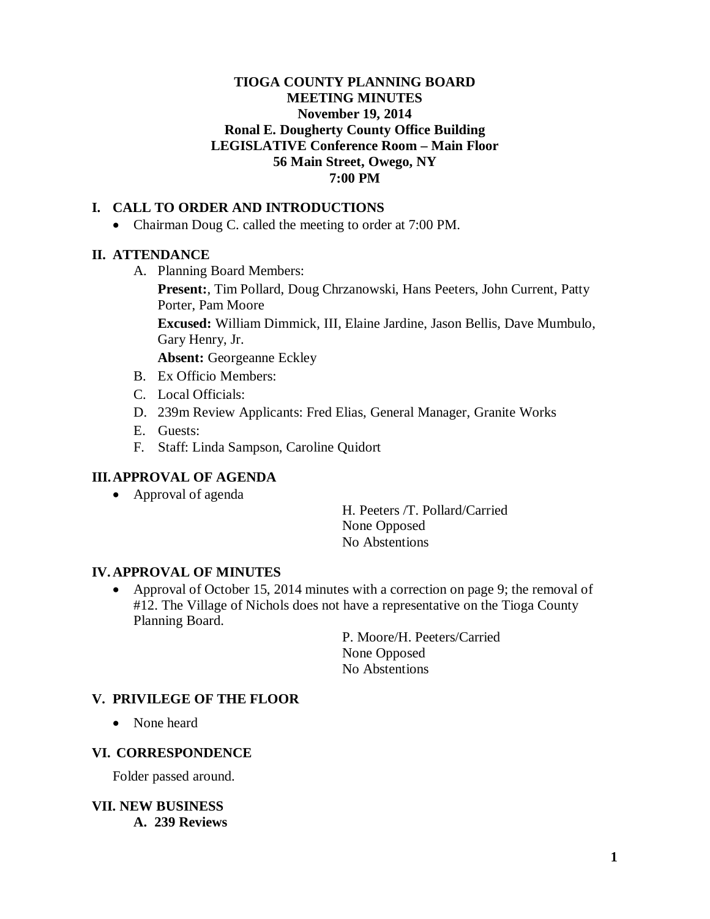**TIOGA COUNTY PLANNING BOARD**
**MEETING MINUTES**
**November 19, 2014**
**Ronal E. Dougherty County Office Building**
**LEGISLATIVE Conference Room – Main Floor**
**56 Main Street, Owego, NY**
**7:00 PM**

## I. CALL TO ORDER AND INTRODUCTIONS

- Chairman Doug C. called the meeting to order at 7:00 PM.

## II. ATTENDANCE

A. Planning Board Members:

**Present:**, Tim Pollard, Doug Chrzanowski, Hans Peeters, John Current, Patty Porter, Pam Moore

**Excused:** William Dimmick, III, Elaine Jardine, Jason Bellis, Dave Mumbulo, Gary Henry, Jr.

**Absent:** Georgeanne Eckley

B. Ex Officio Members:

C. Local Officials:

D. 239m Review Applicants: Fred Elias, General Manager, Granite Works

E. Guests:

F. Staff: Linda Sampson, Caroline Quidort

## III. APPROVAL OF AGENDA

- Approval of agenda

H. Peeters /T. Pollard/Carried
None Opposed
No Abstentions

## IV. APPROVAL OF MINUTES

- Approval of October 15, 2014 minutes with a correction on page 9; the removal of #12. The Village of Nichols does not have a representative on the Tioga County Planning Board.

P. Moore/H. Peeters/Carried
None Opposed
No Abstentions

## V. PRIVILEGE OF THE FLOOR

- None heard

## VI. CORRESPONDENCE

Folder passed around.

## VII. NEW BUSINESS

### A. 239 Reviews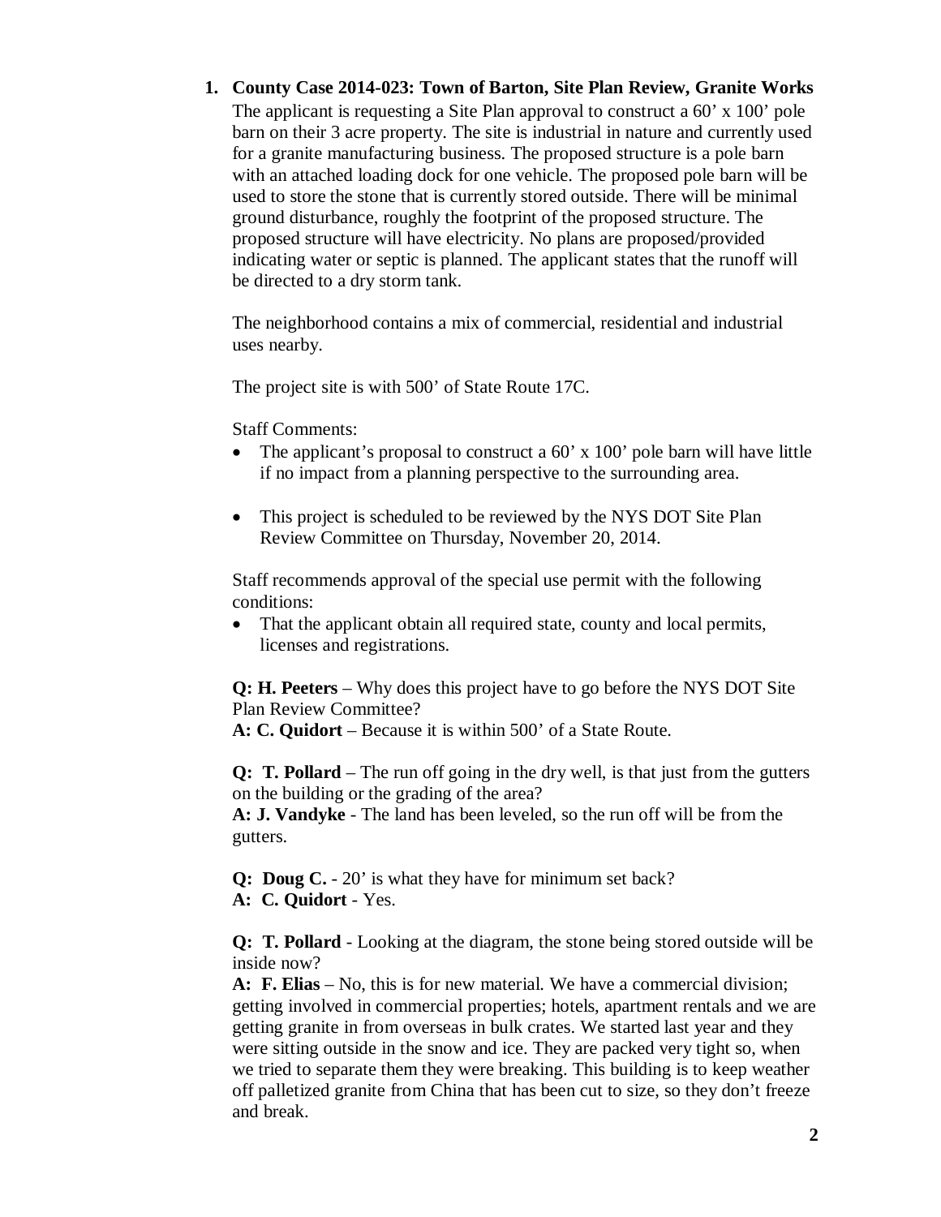1. **County Case 2014-023: Town of Barton, Site Plan Review, Granite Works**

   The applicant is requesting a Site Plan approval to construct a 60' x 100' pole barn on their 3 acre property. The site is industrial in nature and currently used for a granite manufacturing business. The proposed structure is a pole barn with an attached loading dock for one vehicle. The proposed pole barn will be used to store the stone that is currently stored outside. There will be minimal ground disturbance, roughly the footprint of the proposed structure. The proposed structure will have electricity. No plans are proposed/provided indicating water or septic is planned. The applicant states that the runoff will be directed to a dry storm tank.

   The neighborhood contains a mix of commercial, residential and industrial uses nearby.

   The project site is with 500' of State Route 17C.

   Staff Comments:

   - The applicant's proposal to construct a 60' x 100' pole barn will have little if no impact from a planning perspective to the surrounding area.
   - This project is scheduled to be reviewed by the NYS DOT Site Plan Review Committee on Thursday, November 20, 2014.

   Staff recommends approval of the special use permit with the following conditions:

   - That the applicant obtain all required state, county and local permits, licenses and registrations.

   **Q: H. Peeters** – Why does this project have to go before the NYS DOT Site Plan Review Committee?
   **A: C. Quidort** – Because it is within 500' of a State Route.

   **Q: T. Pollard** – The run off going in the dry well, is that just from the gutters on the building or the grading of the area?
   **A: J. Vandyke** - The land has been leveled, so the run off will be from the gutters.

   **Q: Doug C.** - 20' is what they have for minimum set back?
   **A: C. Quidort** - Yes.

   **Q: T. Pollard** - Looking at the diagram, the stone being stored outside will be inside now?
   **A: F. Elias** – No, this is for new material. We have a commercial division; getting involved in commercial properties; hotels, apartment rentals and we are getting granite in from overseas in bulk crates. We started last year and they were sitting outside in the snow and ice. They are packed very tight so, when we tried to separate them they were breaking. This building is to keep weather off palletized granite from China that has been cut to size, so they don't freeze and break.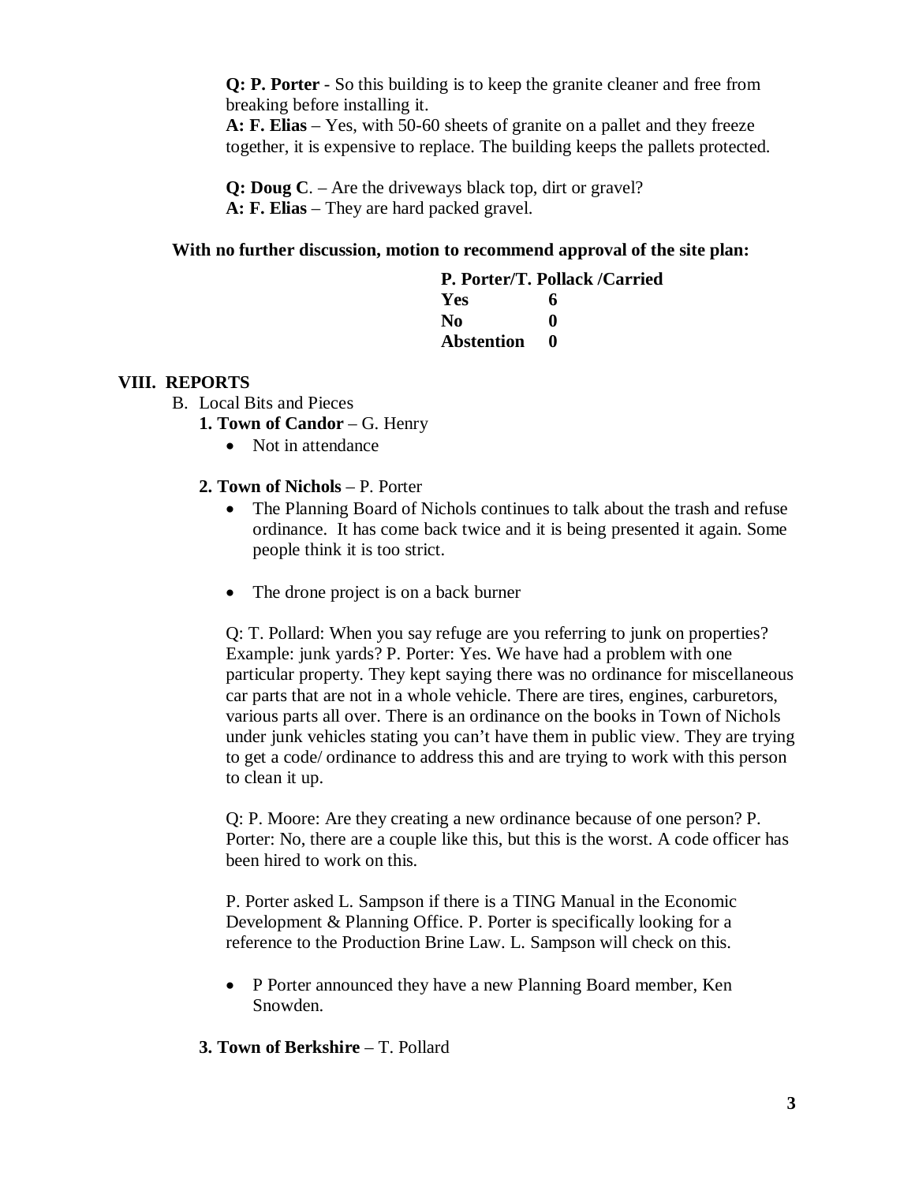**Q: P. Porter** - So this building is to keep the granite cleaner and free from breaking before installing it.
**A: F. Elias** – Yes, with 50-60 sheets of granite on a pallet and they freeze together, it is expensive to replace. The building keeps the pallets protected.

**Q: Doug C**. – Are the driveways black top, dirt or gravel?
**A: F. Elias** – They are hard packed gravel.

**With no further discussion, motion to recommend approval of the site plan:**

**P. Porter/T. Pollack /Carried**

| | |
|---|---|
| **Yes** | **6** |
| **No** | **0** |
| **Abstention** | **0** |

## VIII. REPORTS

B. Local Bits and Pieces

**1. Town of Candor** – G. Henry

- Not in attendance

**2. Town of Nichols** – P. Porter

- The Planning Board of Nichols continues to talk about the trash and refuse ordinance. It has come back twice and it is being presented it again. Some people think it is too strict.

- The drone project is on a back burner

Q: T. Pollard: When you say refuge are you referring to junk on properties? Example: junk yards? P. Porter: Yes. We have had a problem with one particular property. They kept saying there was no ordinance for miscellaneous car parts that are not in a whole vehicle. There are tires, engines, carburetors, various parts all over. There is an ordinance on the books in Town of Nichols under junk vehicles stating you can't have them in public view. They are trying to get a code/ ordinance to address this and are trying to work with this person to clean it up.

Q: P. Moore: Are they creating a new ordinance because of one person? P. Porter: No, there are a couple like this, but this is the worst. A code officer has been hired to work on this.

P. Porter asked L. Sampson if there is a TING Manual in the Economic Development & Planning Office. P. Porter is specifically looking for a reference to the Production Brine Law. L. Sampson will check on this.

- P Porter announced they have a new Planning Board member, Ken Snowden.

**3. Town of Berkshire** – T. Pollard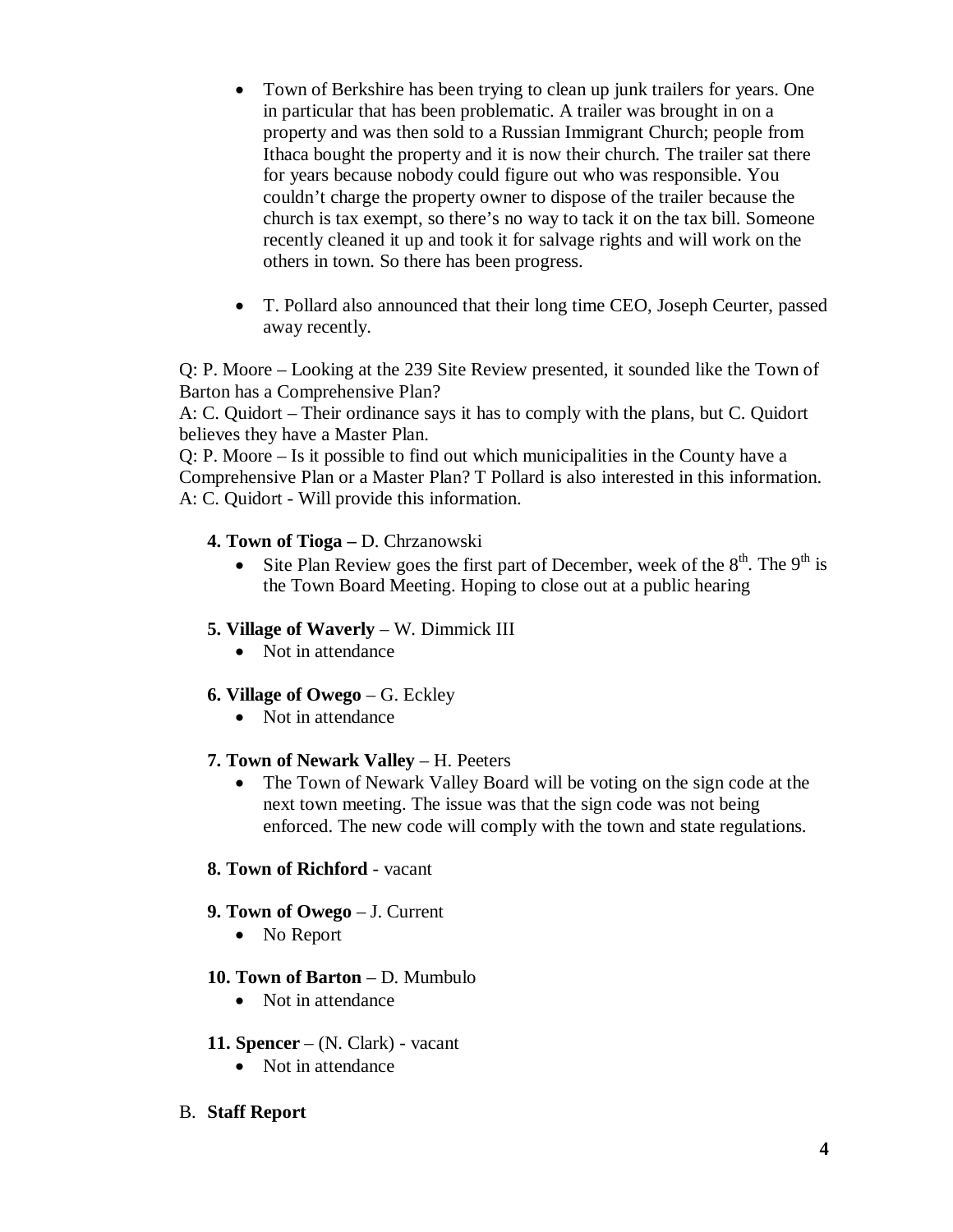- Town of Berkshire has been trying to clean up junk trailers for years. One in particular that has been problematic. A trailer was brought in on a property and was then sold to a Russian Immigrant Church; people from Ithaca bought the property and it is now their church. The trailer sat there for years because nobody could figure out who was responsible. You couldn't charge the property owner to dispose of the trailer because the church is tax exempt, so there's no way to tack it on the tax bill. Someone recently cleaned it up and took it for salvage rights and will work on the others in town. So there has been progress.

- T. Pollard also announced that their long time CEO, Joseph Ceurter, passed away recently.

Q: P. Moore – Looking at the 239 Site Review presented, it sounded like the Town of Barton has a Comprehensive Plan?
A: C. Quidort – Their ordinance says it has to comply with the plans, but C. Quidort believes they have a Master Plan.
Q: P. Moore – Is it possible to find out which municipalities in the County have a Comprehensive Plan or a Master Plan? T Pollard is also interested in this information.
A: C. Quidort - Will provide this information.

**4. Town of Tioga –** D. Chrzanowski

- Site Plan Review goes the first part of December, week of the 8th. The 9th is the Town Board Meeting. Hoping to close out at a public hearing

**5. Village of Waverly** – W. Dimmick III

- Not in attendance

**6. Village of Owego** – G. Eckley

- Not in attendance

**7. Town of Newark Valley** – H. Peeters

- The Town of Newark Valley Board will be voting on the sign code at the next town meeting. The issue was that the sign code was not being enforced. The new code will comply with the town and state regulations.

**8. Town of Richford** - vacant

**9. Town of Owego** – J. Current

- No Report

**10. Town of Barton** – D. Mumbulo

- Not in attendance

**11. Spencer** – (N. Clark) - vacant

- Not in attendance

B. **Staff Report**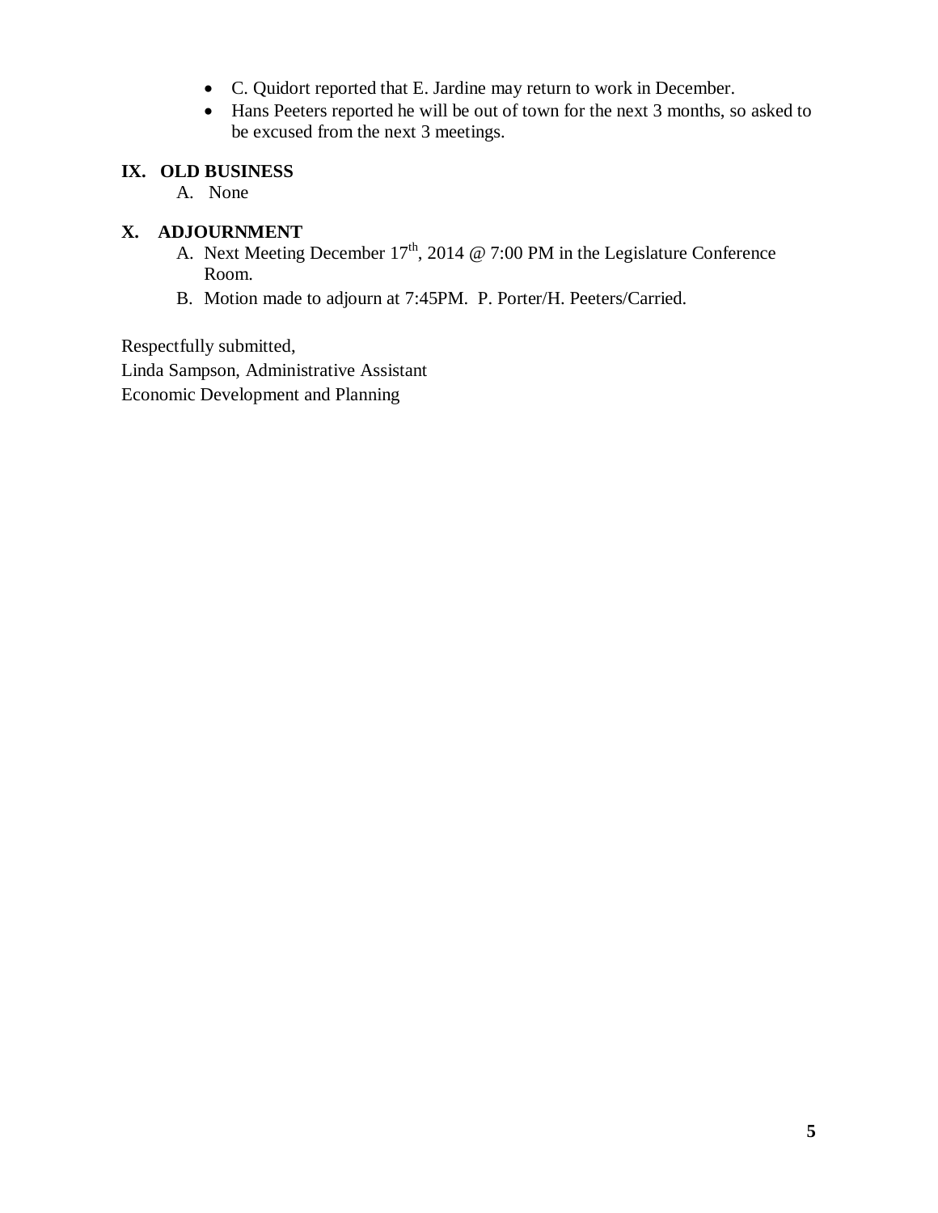- C. Quidort reported that E. Jardine may return to work in December.
- Hans Peeters reported he will be out of town for the next 3 months, so asked to be excused from the next 3 meetings.

## IX. OLD BUSINESS

A. None

## X. ADJOURNMENT

A. Next Meeting December 17th, 2014 @ 7:00 PM in the Legislature Conference Room.

B. Motion made to adjourn at 7:45PM. P. Porter/H. Peeters/Carried.

Respectfully submitted,
Linda Sampson, Administrative Assistant
Economic Development and Planning